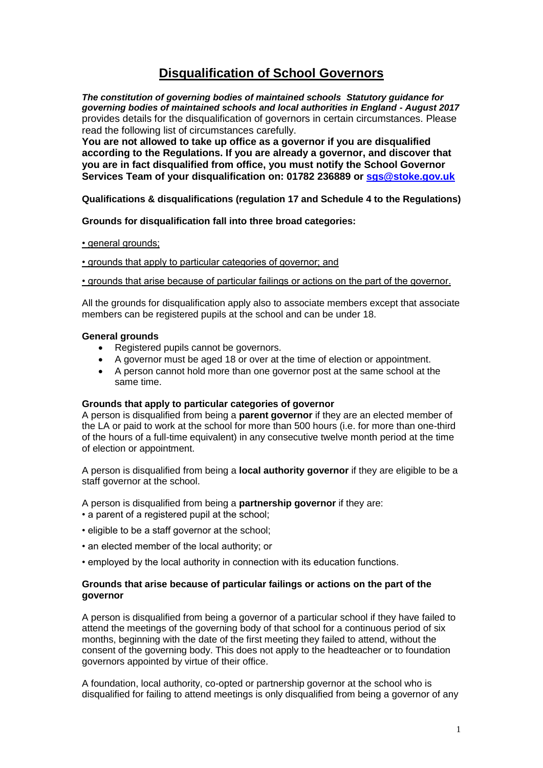# Disqualification of School Governors

***The constitution of governing bodies of maintained schools Statutory guidance for governing bodies of maintained schools and local authorities in England - August 2017*** provides details for the disqualification of governors in certain circumstances. Please read the following list of circumstances carefully.

**You are not allowed to take up office as a governor if you are disqualified according to the Regulations. If you are already a governor, and discover that you are in fact disqualified from office, you must notify the School Governor Services Team of your disqualification on: 01782 236889 or [sgs@stoke.gov.uk](mailto:sgs@stoke.gov.uk)**

**Qualifications & disqualifications (regulation 17 and Schedule 4 to the Regulations)**

**Grounds for disqualification fall into three broad categories:**

- general grounds;
- grounds that apply to particular categories of governor; and
- grounds that arise because of particular failings or actions on the part of the governor.

All the grounds for disqualification apply also to associate members except that associate members can be registered pupils at the school and can be under 18.

**General grounds**

- Registered pupils cannot be governors.
- A governor must be aged 18 or over at the time of election or appointment.
- A person cannot hold more than one governor post at the same school at the same time.

**Grounds that apply to particular categories of governor**

A person is disqualified from being a **parent governor** if they are an elected member of the LA or paid to work at the school for more than 500 hours (i.e. for more than one-third of the hours of a full-time equivalent) in any consecutive twelve month period at the time of election or appointment.

A person is disqualified from being a **local authority governor** if they are eligible to be a staff governor at the school.

A person is disqualified from being a **partnership governor** if they are:

- a parent of a registered pupil at the school;
- eligible to be a staff governor at the school;
- an elected member of the local authority; or
- employed by the local authority in connection with its education functions.

**Grounds that arise because of particular failings or actions on the part of the governor**

A person is disqualified from being a governor of a particular school if they have failed to attend the meetings of the governing body of that school for a continuous period of six months, beginning with the date of the first meeting they failed to attend, without the consent of the governing body. This does not apply to the headteacher or to foundation governors appointed by virtue of their office.

A foundation, local authority, co-opted or partnership governor at the school who is disqualified for failing to attend meetings is only disqualified from being a governor of any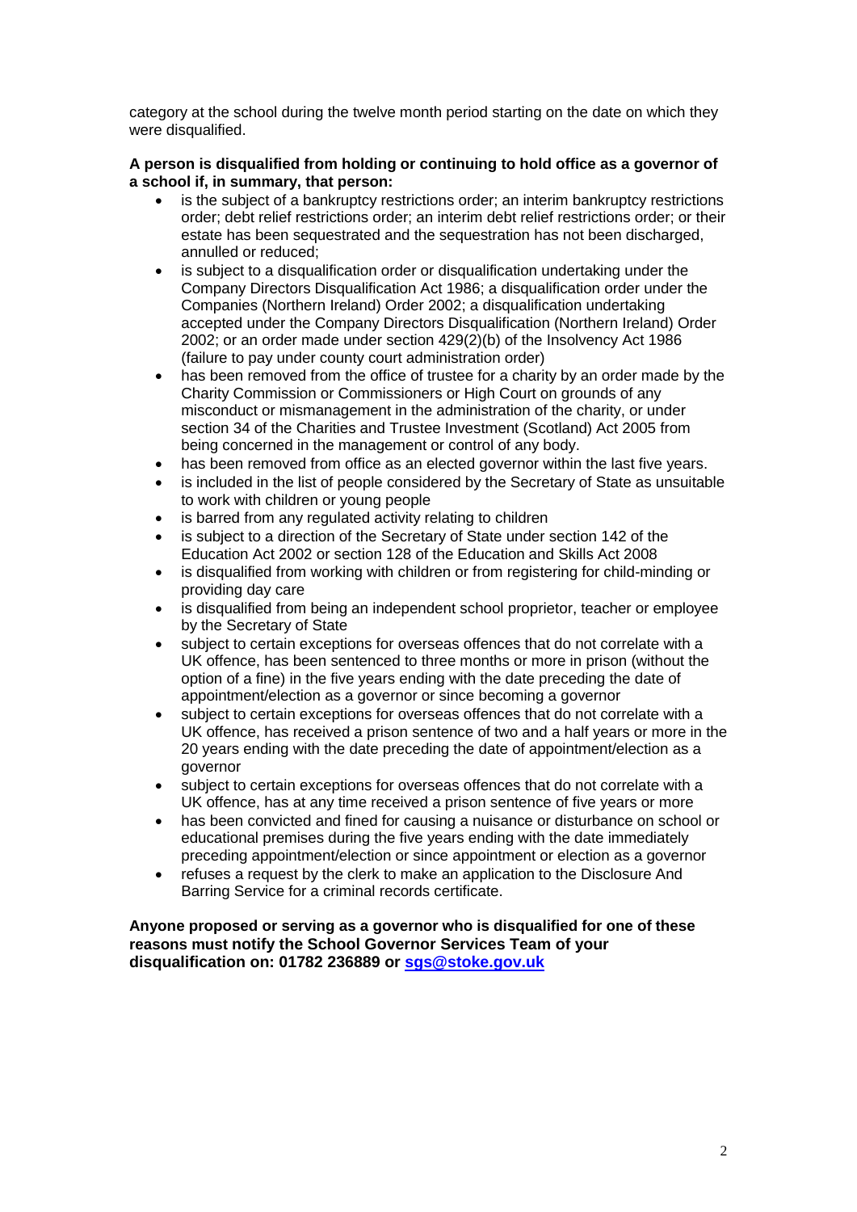category at the school during the twelve month period starting on the date on which they were disqualified.

**A person is disqualified from holding or continuing to hold office as a governor of a school if, in summary, that person:**

- is the subject of a bankruptcy restrictions order; an interim bankruptcy restrictions order; debt relief restrictions order; an interim debt relief restrictions order; or their estate has been sequestrated and the sequestration has not been discharged, annulled or reduced;
- is subject to a disqualification order or disqualification undertaking under the Company Directors Disqualification Act 1986; a disqualification order under the Companies (Northern Ireland) Order 2002; a disqualification undertaking accepted under the Company Directors Disqualification (Northern Ireland) Order 2002; or an order made under section 429(2)(b) of the Insolvency Act 1986 (failure to pay under county court administration order)
- has been removed from the office of trustee for a charity by an order made by the Charity Commission or Commissioners or High Court on grounds of any misconduct or mismanagement in the administration of the charity, or under section 34 of the Charities and Trustee Investment (Scotland) Act 2005 from being concerned in the management or control of any body.
- has been removed from office as an elected governor within the last five years.
- is included in the list of people considered by the Secretary of State as unsuitable to work with children or young people
- is barred from any regulated activity relating to children
- is subject to a direction of the Secretary of State under section 142 of the Education Act 2002 or section 128 of the Education and Skills Act 2008
- is disqualified from working with children or from registering for child-minding or providing day care
- is disqualified from being an independent school proprietor, teacher or employee by the Secretary of State
- subject to certain exceptions for overseas offences that do not correlate with a UK offence, has been sentenced to three months or more in prison (without the option of a fine) in the five years ending with the date preceding the date of appointment/election as a governor or since becoming a governor
- subject to certain exceptions for overseas offences that do not correlate with a UK offence, has received a prison sentence of two and a half years or more in the 20 years ending with the date preceding the date of appointment/election as a governor
- subject to certain exceptions for overseas offences that do not correlate with a UK offence, has at any time received a prison sentence of five years or more
- has been convicted and fined for causing a nuisance or disturbance on school or educational premises during the five years ending with the date immediately preceding appointment/election or since appointment or election as a governor
- refuses a request by the clerk to make an application to the Disclosure And Barring Service for a criminal records certificate.

**Anyone proposed or serving as a governor who is disqualified for one of these reasons must notify the School Governor Services Team of your disqualification on: 01782 236889 or [sgs@stoke.gov.uk](mailto:sgs@stoke.gov.uk)**